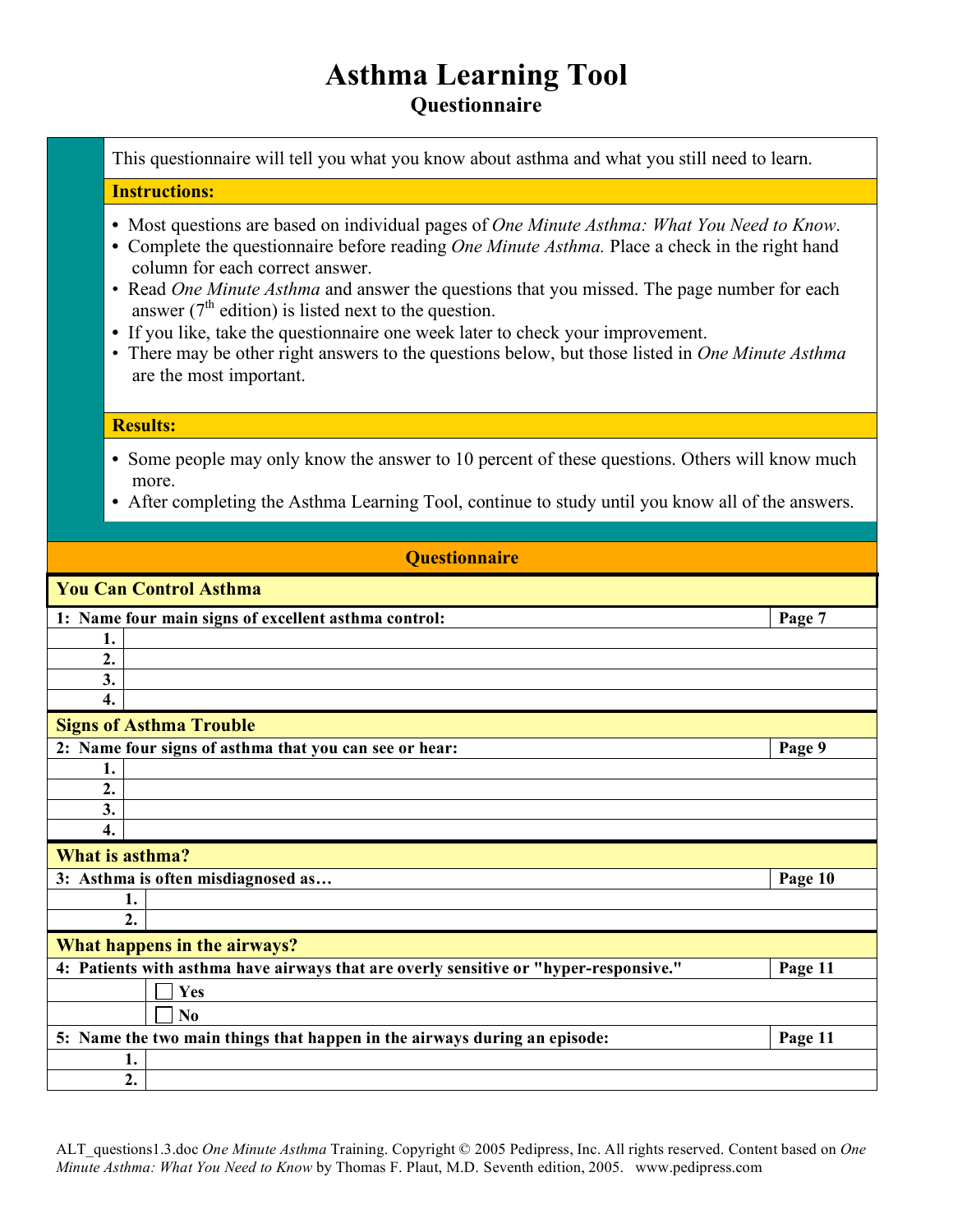# Asthma Learning Tool

## Questionnaire

This questionnaire will tell you what you know about asthma and what you still need to learn.

**Instructions:**

- Most questions are based on individual pages of *One Minute Asthma: What You Need to Know*.
- Complete the questionnaire before reading *One Minute Asthma.* Place a check in the right hand column for each correct answer.
- Read *One Minute Asthma* and answer the questions that you missed. The page number for each answer (7th edition) is listed next to the question.
- If you like, take the questionnaire one week later to check your improvement.
- There may be other right answers to the questions below, but those listed in *One Minute Asthma* are the most important.

**Results:**

- Some people may only know the answer to 10 percent of these questions. Others will know much more.
- After completing the Asthma Learning Tool, continue to study until you know all of the answers.

## Questionnaire

### You Can Control Asthma

| **1: Name four main signs of excellent asthma control:** | | **Page 7** |
|---|---|---|
| **1.** | | |
| **2.** | | |
| **3.** | | |
| **4.** | | |

### Signs of Asthma Trouble

| **2: Name four signs of asthma that you can see or hear:** | | **Page 9** |
|---|---|---|
| **1.** | | |
| **2.** | | |
| **3.** | | |
| **4.** | | |

### What is asthma?

| **3: Asthma is often misdiagnosed as…** | | **Page 10** |
|---|---|---|
| **1.** | | |
| **2.** | | |

### What happens in the airways?

| **4: Patients with asthma have airways that are overly sensitive or "hyper-responsive."** | | **Page 11** |
|---|---|---|
| | ☐ **Yes** | |
| | ☐ **No** | |

| **5: Name the two main things that happen in the airways during an episode:** | | **Page 11** |
|---|---|---|
| **1.** | | |
| **2.** | | |

ALT_questions1.3.doc *One Minute Asthma* Training. Copyright © 2005 Pedipress, Inc. All rights reserved. Content based on *One Minute Asthma: What You Need to Know* by Thomas F. Plaut, M.D. Seventh edition, 2005. www.pedipress.com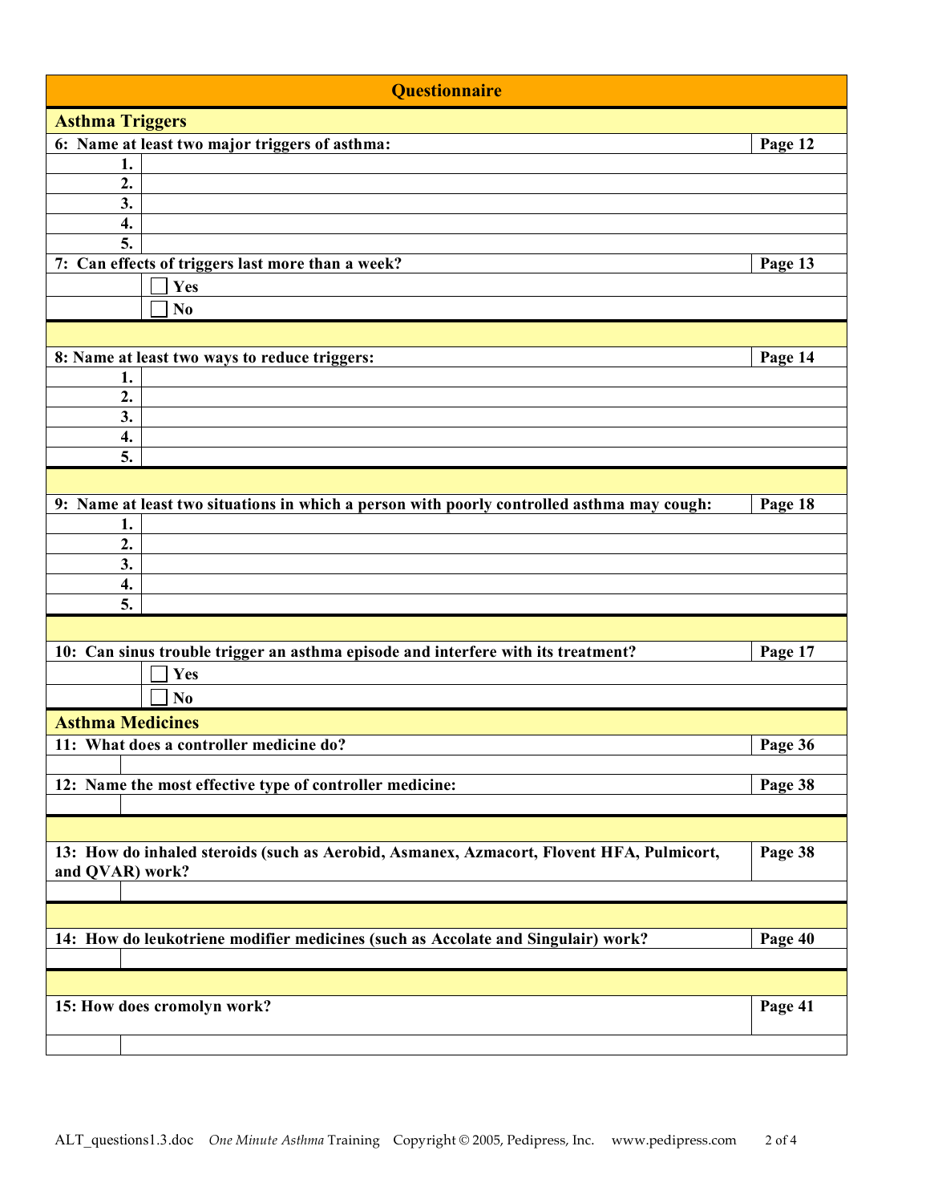# Questionnaire

## Asthma Triggers

| 6: Name at least two major triggers of asthma: | | Page 12 |
|---|---|---|
| 1. | | |
| 2. | | |
| 3. | | |
| 4. | | |
| 5. | | |

| 7: Can effects of triggers last more than a week? | | Page 13 |
|---|---|---|
| | ☐ Yes | |
| | ☐ No | |

| 8: Name at least two ways to reduce triggers: | | Page 14 |
|---|---|---|
| 1. | | |
| 2. | | |
| 3. | | |
| 4. | | |
| 5. | | |

| 9: Name at least two situations in which a person with poorly controlled asthma may cough: | | Page 18 |
|---|---|---|
| 1. | | |
| 2. | | |
| 3. | | |
| 4. | | |
| 5. | | |

| 10: Can sinus trouble trigger an asthma episode and interfere with its treatment? | | Page 17 |
|---|---|---|
| | ☐ Yes | |
| | ☐ No | |

## Asthma Medicines

| 11: What does a controller medicine do? | | Page 36 |
|---|---|---|
| | | |

| 12: Name the most effective type of controller medicine: | | Page 38 |
|---|---|---|
| | | |

| 13: How do inhaled steroids (such as Aerobid, Asmanex, Azmacort, Flovent HFA, Pulmicort, and QVAR) work? | | Page 38 |
|---|---|---|
| | | |

| 14: How do leukotriene modifier medicines (such as Accolate and Singulair) work? | | Page 40 |
|---|---|---|
| | | |

| 15: How does cromolyn work? | | Page 41 |
|---|---|---|
| | | |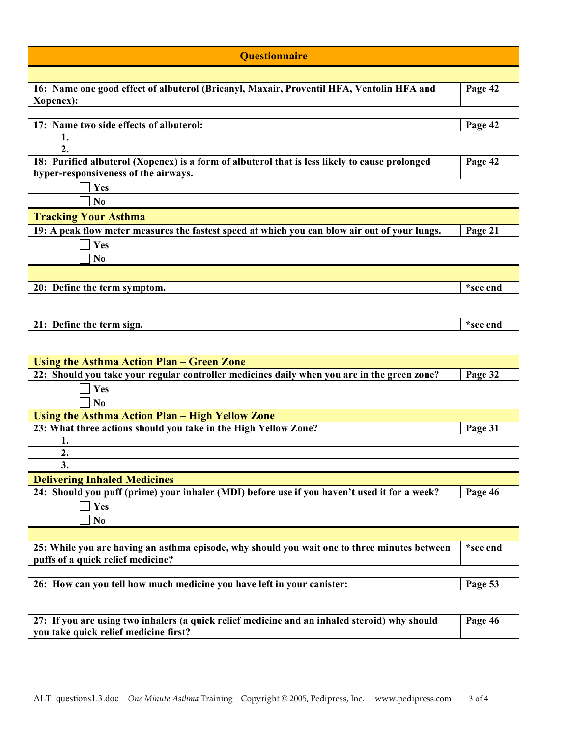## Questionnaire

| Question | Page |
|---|---|
| **16: Name one good effect of albuterol (Bricanyl, Maxair, Proventil HFA, Ventolin HFA and Xopenex):** | **Page 42** |
| | |
| **17: Name two side effects of albuterol:** | **Page 42** |
| **1.** | |
| **2.** | |
| **18: Purified albuterol (Xopenex) is a form of albuterol that is less likely to cause prolonged hyper-responsiveness of the airways.** | **Page 42** |
| ☐ **Yes** | |
| ☐ **No** | |

### Tracking Your Asthma

| Question | Page |
|---|---|
| **19: A peak flow meter measures the fastest speed at which you can blow air out of your lungs.** | **Page 21** |
| ☐ **Yes** | |
| ☐ **No** | |
| **20: Define the term symptom.** | **\*see end** |
| | |
| **21: Define the term sign.** | **\*see end** |
| | |

### Using the Asthma Action Plan – Green Zone

| Question | Page |
|---|---|
| **22: Should you take your regular controller medicines daily when you are in the green zone?** | **Page 32** |
| ☐ **Yes** | |
| ☐ **No** | |

### Using the Asthma Action Plan – High Yellow Zone

| Question | Page |
|---|---|
| **23: What three actions should you take in the High Yellow Zone?** | **Page 31** |
| **1.** | |
| **2.** | |
| **3.** | |

### Delivering Inhaled Medicines

| Question | Page |
|---|---|
| **24: Should you puff (prime) your inhaler (MDI) before use if you haven't used it for a week?** | **Page 46** |
| ☐ **Yes** | |
| ☐ **No** | |
| **25: While you are having an asthma episode, why should you wait one to three minutes between puffs of a quick relief medicine?** | **\*see end** |
| | |
| **26: How can you tell how much medicine you have left in your canister:** | **Page 53** |
| | |
| **27: If you are using two inhalers (a quick relief medicine and an inhaled steroid) why should you take quick relief medicine first?** | **Page 46** |
| | |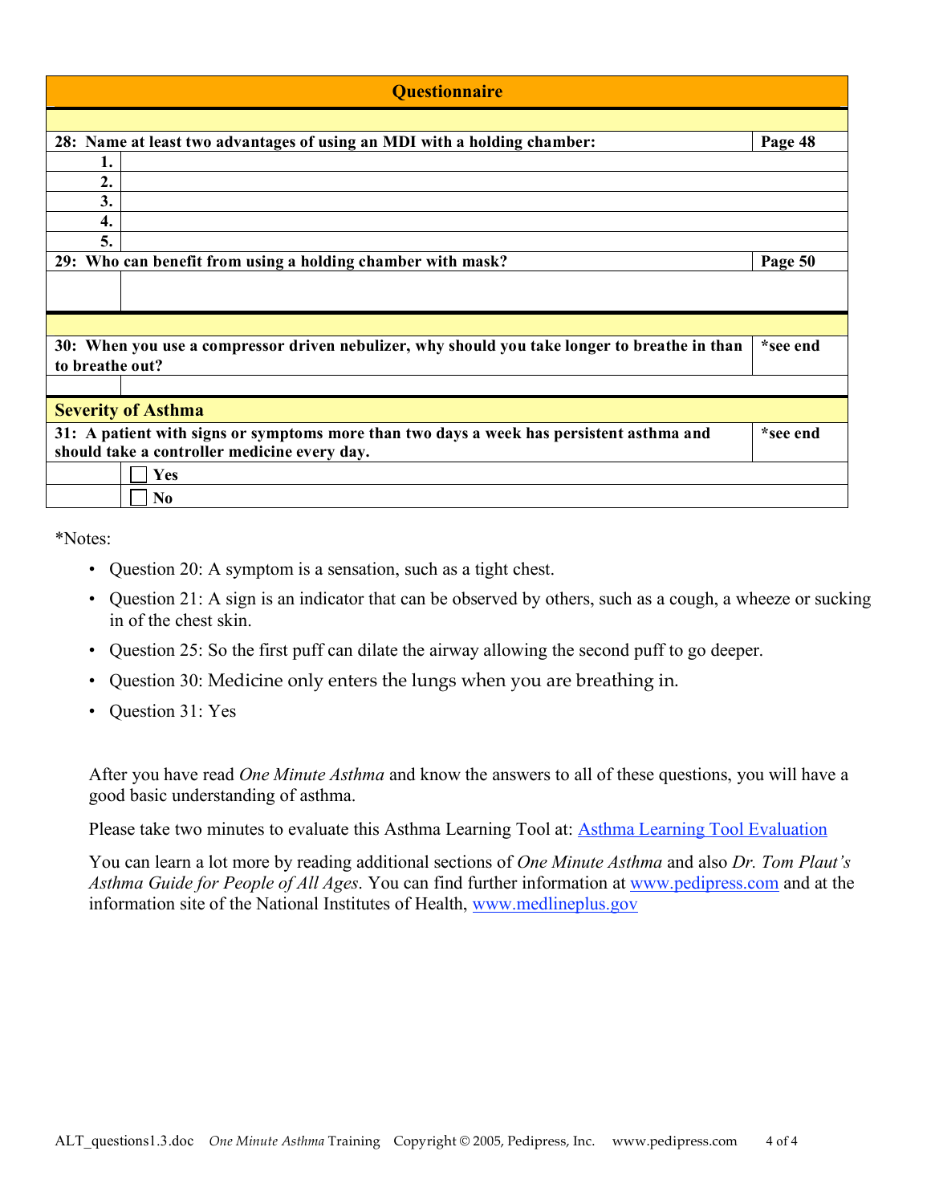| Questionnaire | | |
|---|---|---|
| | | |
| **28: Name at least two advantages of using an MDI with a holding chamber:** | | **Page 48** |
| **1.** | | |
| **2.** | | |
| **3.** | | |
| **4.** | | |
| **5.** | | |
| **29: Who can benefit from using a holding chamber with mask?** | | **Page 50** |
| | | |
| | | |
| **30: When you use a compressor driven nebulizer, why should you take longer to breathe in than to breathe out?** | | **\*see end** |
| | | |
| **Severity of Asthma** | | |
| **31: A patient with signs or symptoms more than two days a week has persistent asthma and should take a controller medicine every day.** | | **\*see end** |
| | ☐ **Yes** | |
| | ☐ **No** | |

*Notes:

- Question 20: A symptom is a sensation, such as a tight chest.
- Question 21: A sign is an indicator that can be observed by others, such as a cough, a wheeze or sucking in of the chest skin.
- Question 25: So the first puff can dilate the airway allowing the second puff to go deeper.
- Question 30: Medicine only enters the lungs when you are breathing in.
- Question 31: Yes

After you have read *One Minute Asthma* and know the answers to all of these questions, you will have a good basic understanding of asthma.

Please take two minutes to evaluate this Asthma Learning Tool at: Asthma Learning Tool Evaluation

You can learn a lot more by reading additional sections of *One Minute Asthma* and also *Dr. Tom Plaut's Asthma Guide for People of All Ages*. You can find further information at www.pedipress.com and at the information site of the National Institutes of Health, www.medlineplus.gov